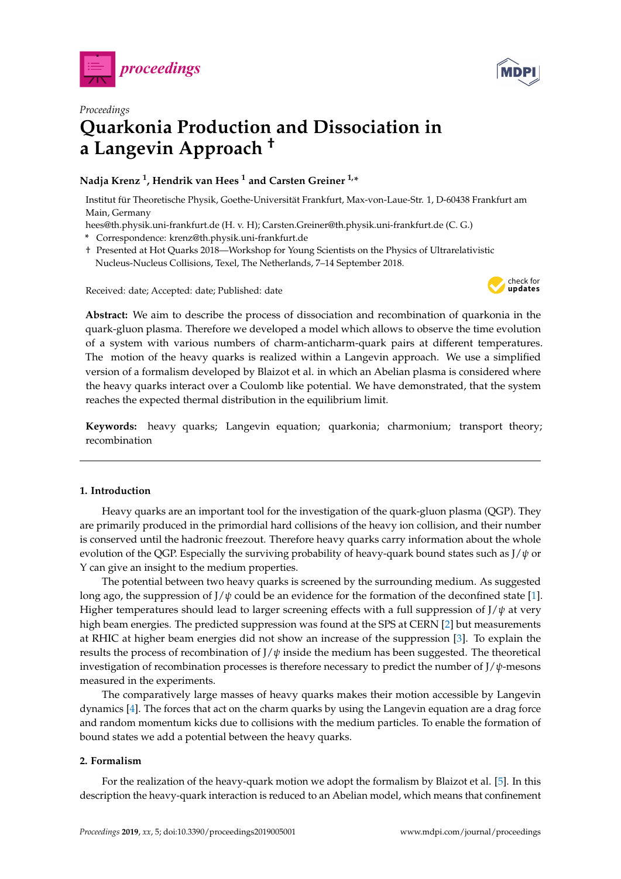*Proceedings*

# Quarkonia Production and Dissociation in a Langevin Approach †

**Nadja Krenz [1], Hendrik van Hees [1] and Carsten Greiner [1,*]**

Institut für Theoretische Physik, Goethe-Universität Frankfurt, Max-von-Laue-Str. 1, D-60438 Frankfurt am Main, Germany

hees@th.physik.uni-frankfurt.de (H. v. H); Carsten.Greiner@th.physik.uni-frankfurt.de (C. G.)

\* Correspondence: krenz@th.physik.uni-frankfurt.de

† Presented at Hot Quarks 2018—Workshop for Young Scientists on the Physics of Ultrarelativistic Nucleus-Nucleus Collisions, Texel, The Netherlands, 7–14 September 2018.

Received: date; Accepted: date; Published: date

**Abstract:** We aim to describe the process of dissociation and recombination of quarkonia in the quark-gluon plasma. Therefore we developed a model which allows to observe the time evolution of a system with various numbers of charm-anticharm-quark pairs at different temperatures. The motion of the heavy quarks is realized within a Langevin approach. We use a simplified version of a formalism developed by Blaizot et al. in which an Abelian plasma is considered where the heavy quarks interact over a Coulomb like potential. We have demonstrated, that the system reaches the expected thermal distribution in the equilibrium limit.

**Keywords:** heavy quarks; Langevin equation; quarkonia; charmonium; transport theory; recombination

## 1. Introduction

Heavy quarks are an important tool for the investigation of the quark-gluon plasma (QGP). They are primarily produced in the primordial hard collisions of the heavy ion collision, and their number is conserved until the hadronic freezout. Therefore heavy quarks carry information about the whole evolution of the QGP. Especially the surviving probability of heavy-quark bound states such as $J/\psi$ or $\Upsilon$ can give an insight to the medium properties.

The potential between two heavy quarks is screened by the surrounding medium. As suggested long ago, the suppression of $J/\psi$ could be an evidence for the formation of the deconfined state [1]. Higher temperatures should lead to larger screening effects with a full suppression of $J/\psi$ at very high beam energies. The predicted suppression was found at the SPS at CERN [2] but measurements at RHIC at higher beam energies did not show an increase of the suppression [3]. To explain the results the process of recombination of $J/\psi$ inside the medium has been suggested. The theoretical investigation of recombination processes is therefore necessary to predict the number of $J/\psi$-mesons measured in the experiments.

The comparatively large masses of heavy quarks makes their motion accessible by Langevin dynamics [4]. The forces that act on the charm quarks by using the Langevin equation are a drag force and random momentum kicks due to collisions with the medium particles. To enable the formation of bound states we add a potential between the heavy quarks.

## 2. Formalism

For the realization of the heavy-quark motion we adopt the formalism by Blaizot et al. [5]. In this description the heavy-quark interaction is reduced to an Abelian model, which means that confinement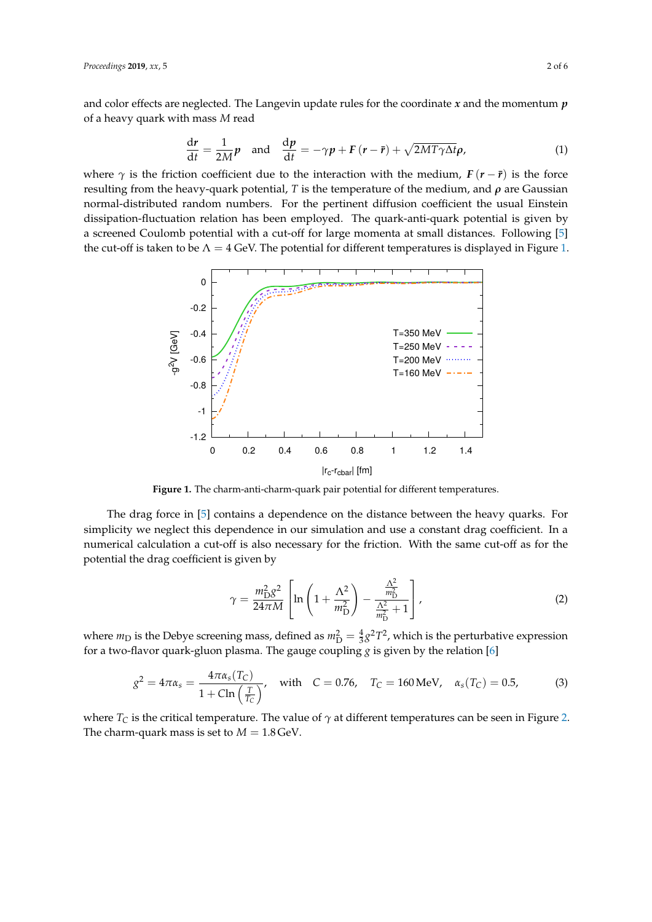and color effects are neglected. The Langevin update rules for the coordinate $\boldsymbol{x}$ and the momentum $\boldsymbol{p}$ of a heavy quark with mass $M$ read

$$\frac{\mathrm{d}\boldsymbol{r}}{\mathrm{d}t} = \frac{1}{2M}\boldsymbol{p} \quad \text{and} \quad \frac{\mathrm{d}\boldsymbol{p}}{\mathrm{d}t} = -\gamma \boldsymbol{p} + \boldsymbol{F}(\boldsymbol{r} - \bar{\boldsymbol{r}}) + \sqrt{2MT\gamma\Delta t}\boldsymbol{\rho}, \tag{1}$$

where $\gamma$ is the friction coefficient due to the interaction with the medium, $\boldsymbol{F}(\boldsymbol{r} - \bar{\boldsymbol{r}})$ is the force resulting from the heavy-quark potential, $T$ is the temperature of the medium, and $\boldsymbol{\rho}$ are Gaussian normal-distributed random numbers. For the pertinent diffusion coefficient the usual Einstein dissipation-fluctuation relation has been employed. The quark-anti-quark potential is given by a screened Coulomb potential with a cut-off for large momenta at small distances. Following [5] the cut-off is taken to be $\Lambda = 4\,\text{GeV}$. The potential for different temperatures is displayed in Figure 1.

**Figure 1.** The charm-anti-charm-quark pair potential for different temperatures.

The drag force in [5] contains a dependence on the distance between the heavy quarks. For simplicity we neglect this dependence in our simulation and use a constant drag coefficient. In a numerical calculation a cut-off is also necessary for the friction. With the same cut-off as for the potential the drag coefficient is given by

$$\gamma = \frac{m_\mathrm{D}^2 g^2}{24\pi M}\left[\ln\left(1 + \frac{\Lambda^2}{m_\mathrm{D}^2}\right) - \frac{\frac{\Lambda^2}{m_\mathrm{D}^2}}{\frac{\Lambda^2}{m_\mathrm{D}^2} + 1}\right], \tag{2}$$

where $m_\mathrm{D}$ is the Debye screening mass, defined as $m_\mathrm{D}^2 = \frac{4}{3}g^2T^2$, which is the perturbative expression for a two-flavor quark-gluon plasma. The gauge coupling $g$ is given by the relation [6]

$$g^2 = 4\pi\alpha_s = \frac{4\pi\alpha_s(T_C)}{1 + C\ln\left(\frac{T}{T_C}\right)}, \quad \text{with} \quad C = 0.76, \quad T_C = 160\,\text{MeV}, \quad \alpha_s(T_C) = 0.5, \tag{3}$$

where $T_C$ is the critical temperature. The value of $\gamma$ at different temperatures can be seen in Figure 2. The charm-quark mass is set to $M = 1.8\,\text{GeV}$.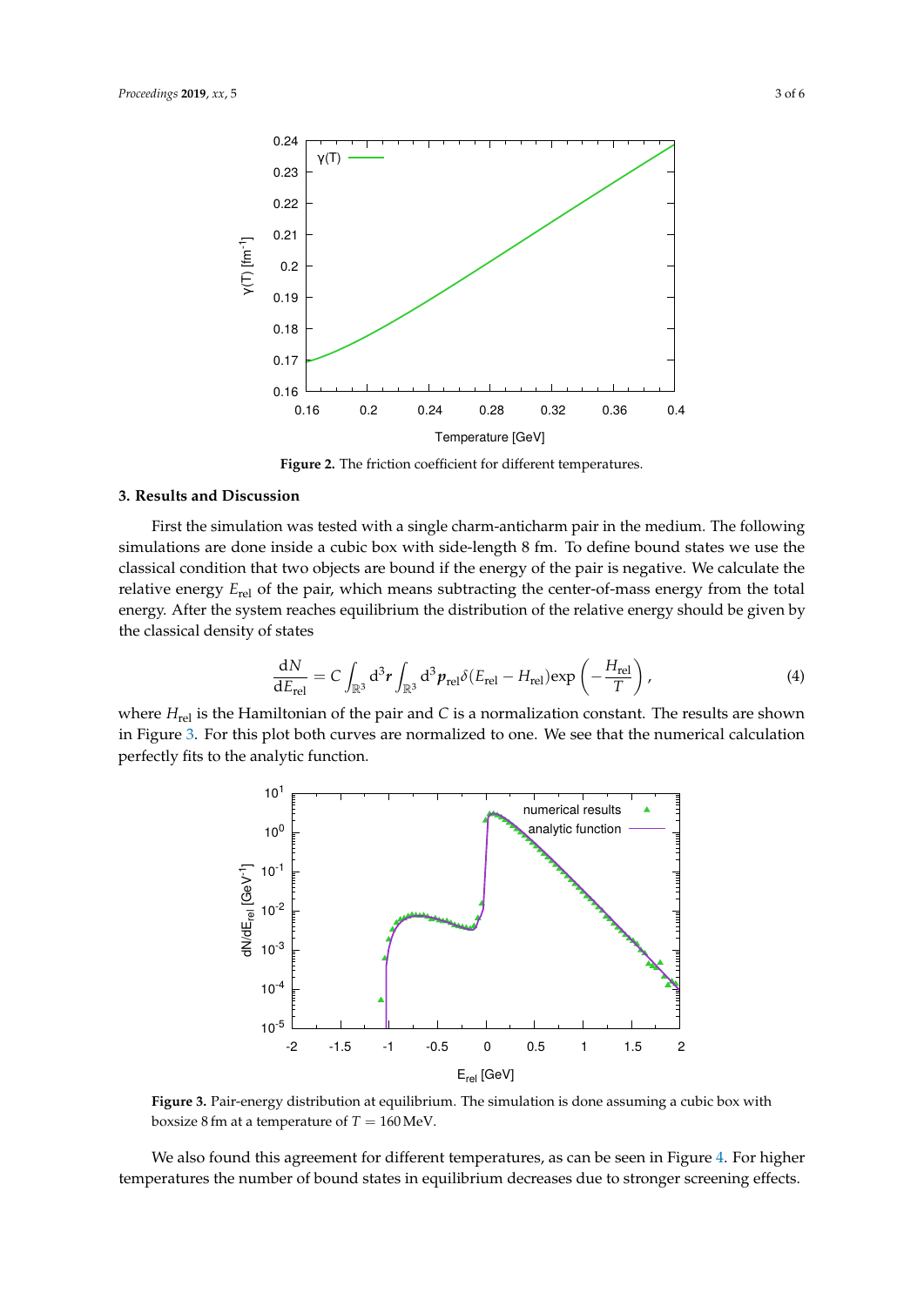**Figure 2.** The friction coefficient for different temperatures.

## 3. Results and Discussion

First the simulation was tested with a single charm-anticharm pair in the medium. The following simulations are done inside a cubic box with side-length 8 fm. To define bound states we use the classical condition that two objects are bound if the energy of the pair is negative. We calculate the relative energy $E_{\mathrm{rel}}$ of the pair, which means subtracting the center-of-mass energy from the total energy. After the system reaches equilibrium the distribution of the relative energy should be given by the classical density of states

$$\frac{\mathrm{d}N}{\mathrm{d}E_{\mathrm{rel}}} = C \int_{\mathbb{R}^3} \mathrm{d}^3\boldsymbol{r} \int_{\mathbb{R}^3} \mathrm{d}^3\boldsymbol{p}_{\mathrm{rel}} \delta(E_{\mathrm{rel}} - H_{\mathrm{rel}}) \exp\left(-\frac{H_{\mathrm{rel}}}{T}\right), \tag{4}$$

where $H_{\mathrm{rel}}$ is the Hamiltonian of the pair and $C$ is a normalization constant. The results are shown in Figure 3. For this plot both curves are normalized to one. We see that the numerical calculation perfectly fits to the analytic function.

**Figure 3.** Pair-energy distribution at equilibrium. The simulation is done assuming a cubic box with boxsize 8 fm at a temperature of $T = 160\,\mathrm{MeV}$.

We also found this agreement for different temperatures, as can be seen in Figure 4. For higher temperatures the number of bound states in equilibrium decreases due to stronger screening effects.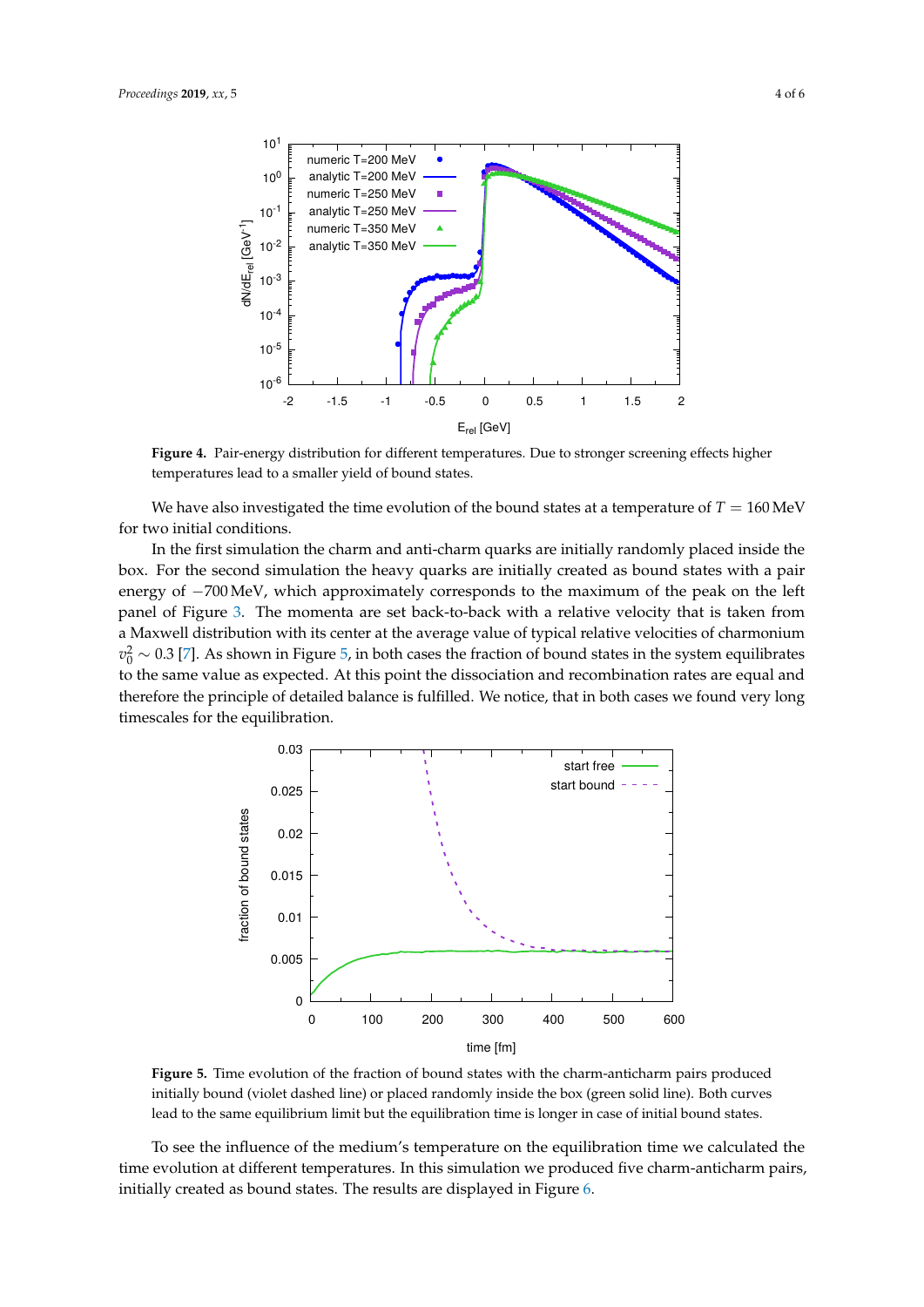**Figure 4.** Pair-energy distribution for different temperatures. Due to stronger screening effects higher temperatures lead to a smaller yield of bound states.

We have also investigated the time evolution of the bound states at a temperature of $T = 160\,\text{MeV}$ for two initial conditions.

In the first simulation the charm and anti-charm quarks are initially randomly placed inside the box. For the second simulation the heavy quarks are initially created as bound states with a pair energy of $-700\,\text{MeV}$, which approximately corresponds to the maximum of the peak on the left panel of Figure 3. The momenta are set back-to-back with a relative velocity that is taken from a Maxwell distribution with its center at the average value of typical relative velocities of charmonium $v_0^2 \sim 0.3$ [7]. As shown in Figure 5, in both cases the fraction of bound states in the system equilibrates to the same value as expected. At this point the dissociation and recombination rates are equal and therefore the principle of detailed balance is fulfilled. We notice, that in both cases we found very long timescales for the equilibration.

**Figure 5.** Time evolution of the fraction of bound states with the charm-anticharm pairs produced initially bound (violet dashed line) or placed randomly inside the box (green solid line). Both curves lead to the same equilibrium limit but the equilibration time is longer in case of initial bound states.

To see the influence of the medium's temperature on the equilibration time we calculated the time evolution at different temperatures. In this simulation we produced five charm-anticharm pairs, initially created as bound states. The results are displayed in Figure 6.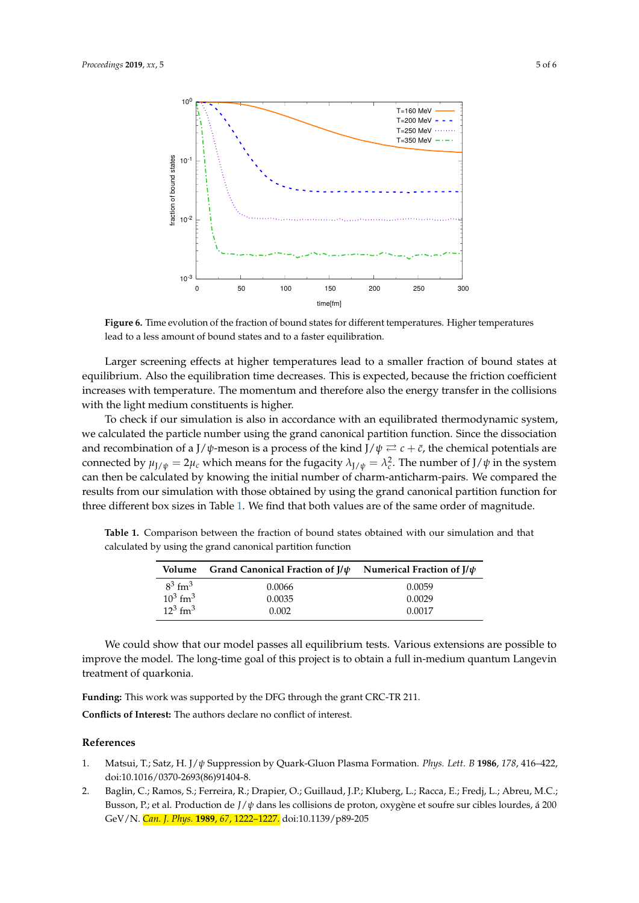**Figure 6.** Time evolution of the fraction of bound states for different temperatures. Higher temperatures lead to a less amount of bound states and to a faster equilibration.

Larger screening effects at higher temperatures lead to a smaller fraction of bound states at equilibrium. Also the equilibration time decreases. This is expected, because the friction coefficient increases with temperature. The momentum and therefore also the energy transfer in the collisions with the light medium constituents is higher.

To check if our simulation is also in accordance with an equilibrated thermodynamic system, we calculated the particle number using the grand canonical partition function. Since the dissociation and recombination of a J/$\psi$-meson is a process of the kind $J/\psi \rightleftarrows c + \bar{c}$, the chemical potentials are connected by $\mu_{J/\psi} = 2\mu_c$ which means for the fugacity $\lambda_{J/\psi} = \lambda_c^2$. The number of J/$\psi$ in the system can then be calculated by knowing the initial number of charm-anticharm-pairs. We compared the results from our simulation with those obtained by using the grand canonical partition function for three different box sizes in Table 1. We find that both values are of the same order of magnitude.

**Table 1.** Comparison between the fraction of bound states obtained with our simulation and that calculated by using the grand canonical partition function

| Volume | Grand Canonical Fraction of J/$\psi$ | Numerical Fraction of J/$\psi$ |
| --- | --- | --- |
| $8^3$ fm$^3$ | 0.0066 | 0.0059 |
| $10^3$ fm$^3$ | 0.0035 | 0.0029 |
| $12^3$ fm$^3$ | 0.002 | 0.0017 |

We could show that our model passes all equilibrium tests. Various extensions are possible to improve the model. The long-time goal of this project is to obtain a full in-medium quantum Langevin treatment of quarkonia.

**Funding:** This work was supported by the DFG through the grant CRC-TR 211.

**Conflicts of Interest:** The authors declare no conflict of interest.

## References

1. Matsui, T.; Satz, H. J/$\psi$ Suppression by Quark-Gluon Plasma Formation. *Phys. Lett. B* **1986**, *178*, 416–422, doi:10.1016/0370-2693(86)91404-8.
2. Baglin, C.; Ramos, S.; Ferreira, R.; Drapier, O.; Guillaud, J.P.; Kluberg, L.; Racca, E.; Fredj, L.; Abreu, M.C.; Busson, P.; et al. Production de $J/\psi$ dans les collisions de proton, oxygène et soufre sur cibles lourdes, á 200 GeV/N. *Can. J. Phys.* **1989**, *67*, 1222–1227. doi:10.1139/p89-205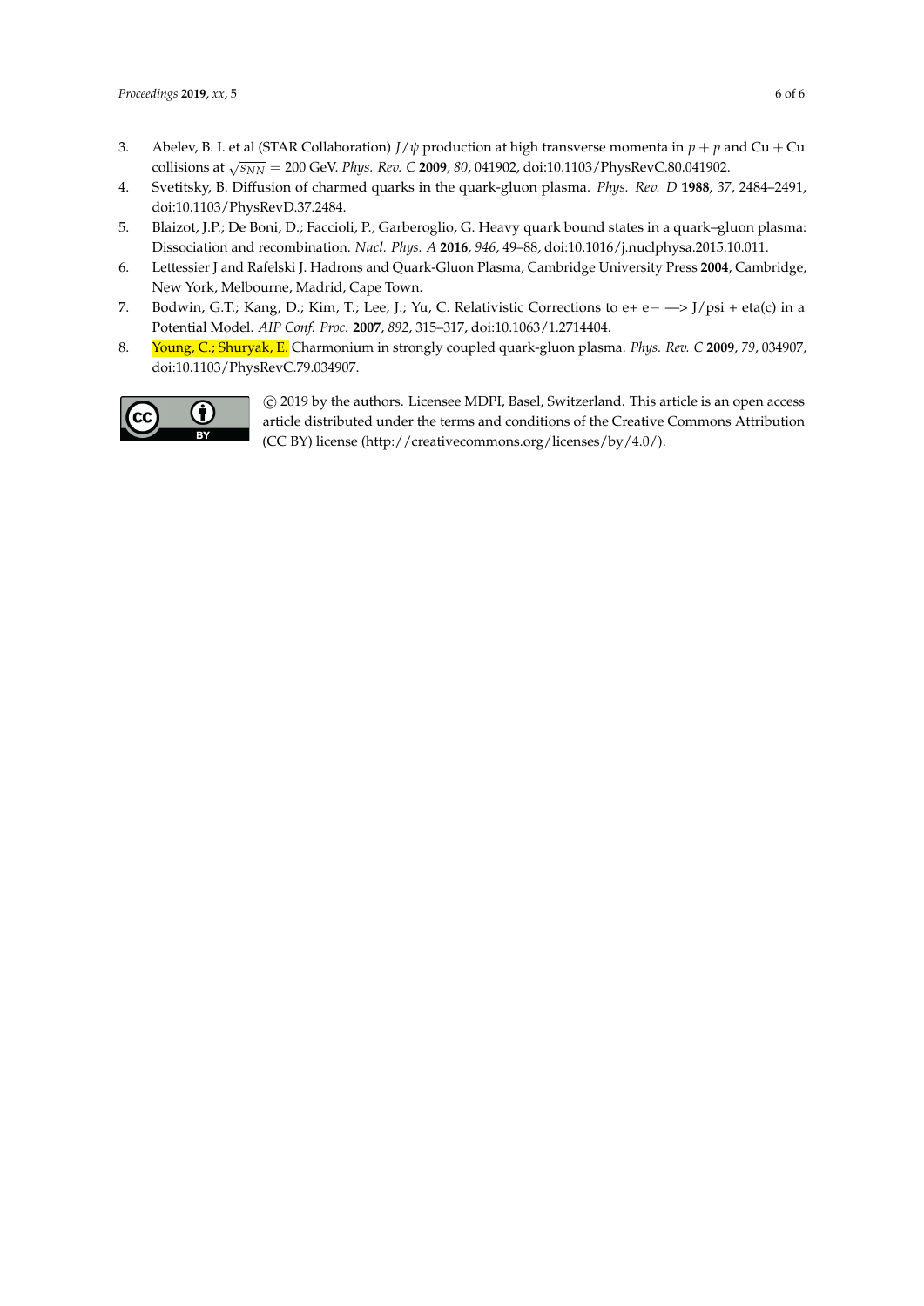3. Abelev, B. I. et al (STAR Collaboration) $J/\psi$ production at high transverse momenta in $p+p$ and $\mathrm{Cu}+\mathrm{Cu}$ collisions at $\sqrt{s_{NN}} = 200$ GeV. *Phys. Rev. C* **2009**, *80*, 041902, doi:10.1103/PhysRevC.80.041902.
4. Svetitsky, B. Diffusion of charmed quarks in the quark-gluon plasma. *Phys. Rev. D* **1988**, *37*, 2484–2491, doi:10.1103/PhysRevD.37.2484.
5. Blaizot, J.P.; De Boni, D.; Faccioli, P.; Garberoglio, G. Heavy quark bound states in a quark–gluon plasma: Dissociation and recombination. *Nucl. Phys. A* **2016**, *946*, 49–88, doi:10.1016/j.nuclphysa.2015.10.011.
6. Lettessier J and Rafelski J. Hadrons and Quark-Gluon Plasma, Cambridge University Press **2004**, Cambridge, New York, Melbourne, Madrid, Cape Town.
7. Bodwin, G.T.; Kang, D.; Kim, T.; Lee, J.; Yu, C. Relativistic Corrections to e+ e− —> J/psi + eta(c) in a Potential Model. *AIP Conf. Proc.* **2007**, *892*, 315–317, doi:10.1063/1.2714404.
8. Young, C.; Shuryak, E. Charmonium in strongly coupled quark-gluon plasma. *Phys. Rev. C* **2009**, *79*, 034907, doi:10.1103/PhysRevC.79.034907.

© 2019 by the authors. Licensee MDPI, Basel, Switzerland. This article is an open access article distributed under the terms and conditions of the Creative Commons Attribution (CC BY) license (http://creativecommons.org/licenses/by/4.0/).